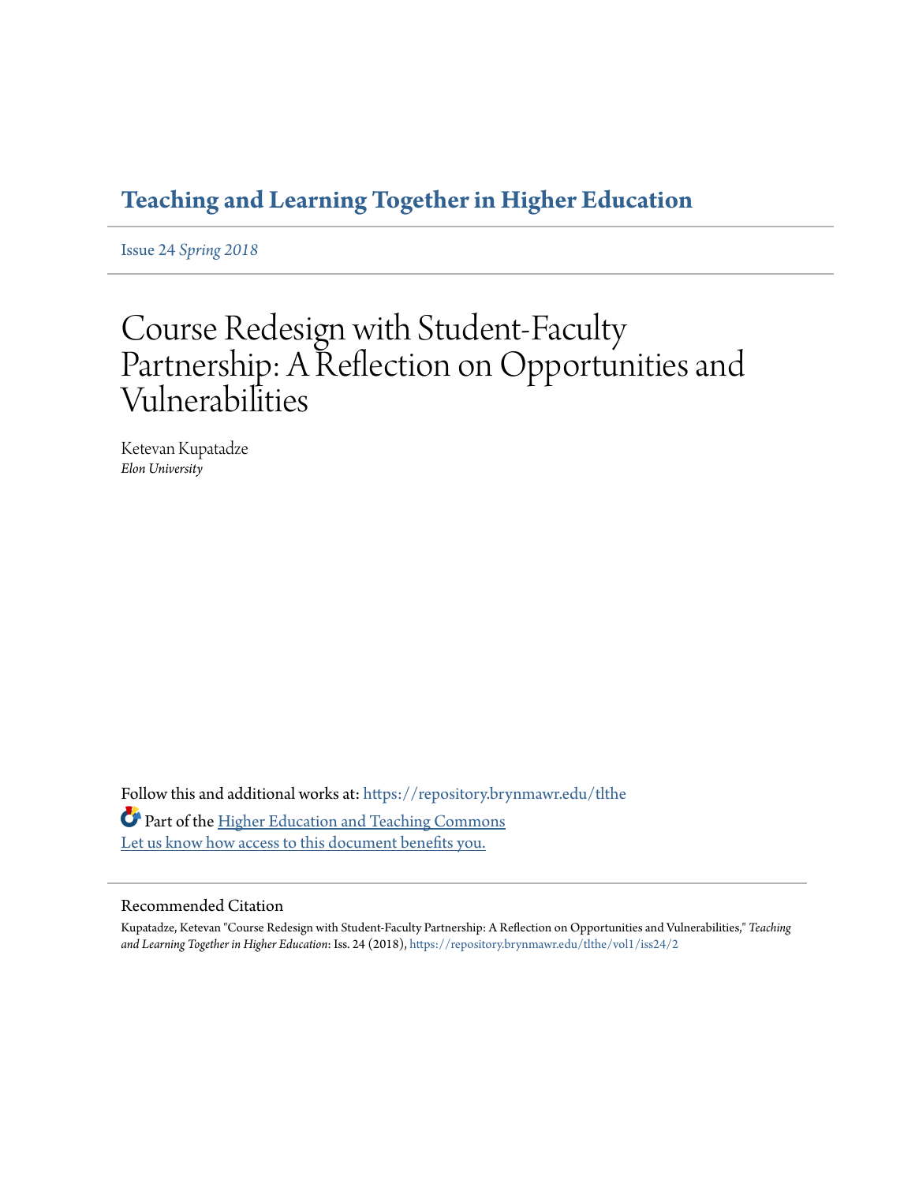## Teaching and Learning Together in Higher Education

Issue 24 *Spring 2018*

# Course Redesign with Student-Faculty Partnership: A Reflection on Opportunities and Vulnerabilities

Ketevan Kupatadze
*Elon University*

Follow this and additional works at: https://repository.brynmawr.edu/tlthe

Part of the Higher Education and Teaching Commons
Let us know how access to this document benefits you.

### Recommended Citation

Kupatadze, Ketevan "Course Redesign with Student-Faculty Partnership: A Reflection on Opportunities and Vulnerabilities," *Teaching and Learning Together in Higher Education*: Iss. 24 (2018), https://repository.brynmawr.edu/tlthe/vol1/iss24/2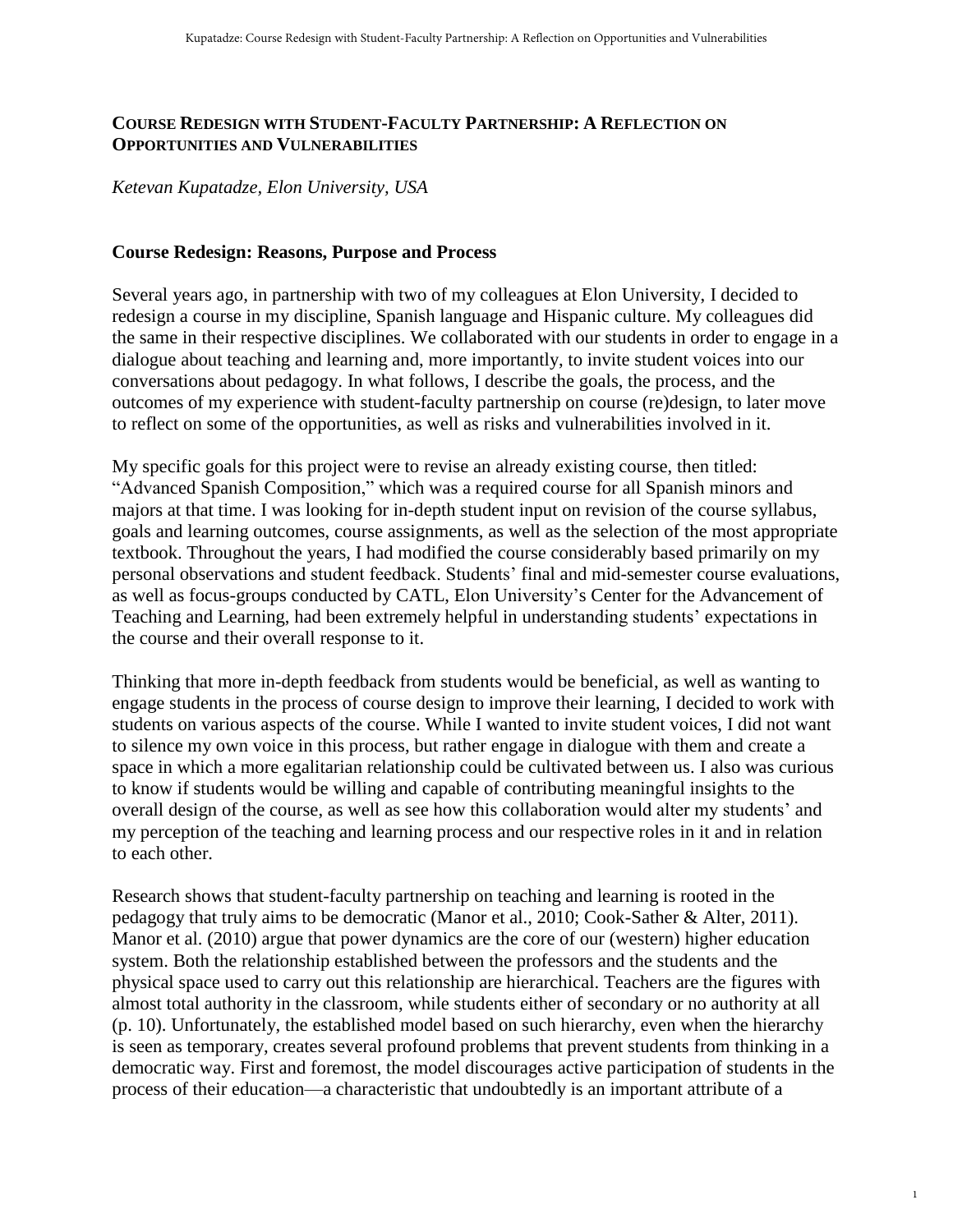## COURSE REDESIGN WITH STUDENT-FACULTY PARTNERSHIP: A REFLECTION ON OPPORTUNITIES AND VULNERABILITIES

*Ketevan Kupatadze, Elon University, USA*

### Course Redesign: Reasons, Purpose and Process

Several years ago, in partnership with two of my colleagues at Elon University, I decided to redesign a course in my discipline, Spanish language and Hispanic culture. My colleagues did the same in their respective disciplines. We collaborated with our students in order to engage in a dialogue about teaching and learning and, more importantly, to invite student voices into our conversations about pedagogy. In what follows, I describe the goals, the process, and the outcomes of my experience with student-faculty partnership on course (re)design, to later move to reflect on some of the opportunities, as well as risks and vulnerabilities involved in it.

My specific goals for this project were to revise an already existing course, then titled: "Advanced Spanish Composition," which was a required course for all Spanish minors and majors at that time. I was looking for in-depth student input on revision of the course syllabus, goals and learning outcomes, course assignments, as well as the selection of the most appropriate textbook. Throughout the years, I had modified the course considerably based primarily on my personal observations and student feedback. Students' final and mid-semester course evaluations, as well as focus-groups conducted by CATL, Elon University's Center for the Advancement of Teaching and Learning, had been extremely helpful in understanding students' expectations in the course and their overall response to it.

Thinking that more in-depth feedback from students would be beneficial, as well as wanting to engage students in the process of course design to improve their learning, I decided to work with students on various aspects of the course. While I wanted to invite student voices, I did not want to silence my own voice in this process, but rather engage in dialogue with them and create a space in which a more egalitarian relationship could be cultivated between us. I also was curious to know if students would be willing and capable of contributing meaningful insights to the overall design of the course, as well as see how this collaboration would alter my students' and my perception of the teaching and learning process and our respective roles in it and in relation to each other.

Research shows that student-faculty partnership on teaching and learning is rooted in the pedagogy that truly aims to be democratic (Manor et al., 2010; Cook-Sather & Alter, 2011). Manor et al. (2010) argue that power dynamics are the core of our (western) higher education system. Both the relationship established between the professors and the students and the physical space used to carry out this relationship are hierarchical. Teachers are the figures with almost total authority in the classroom, while students either of secondary or no authority at all (p. 10). Unfortunately, the established model based on such hierarchy, even when the hierarchy is seen as temporary, creates several profound problems that prevent students from thinking in a democratic way. First and foremost, the model discourages active participation of students in the process of their education—a characteristic that undoubtedly is an important attribute of a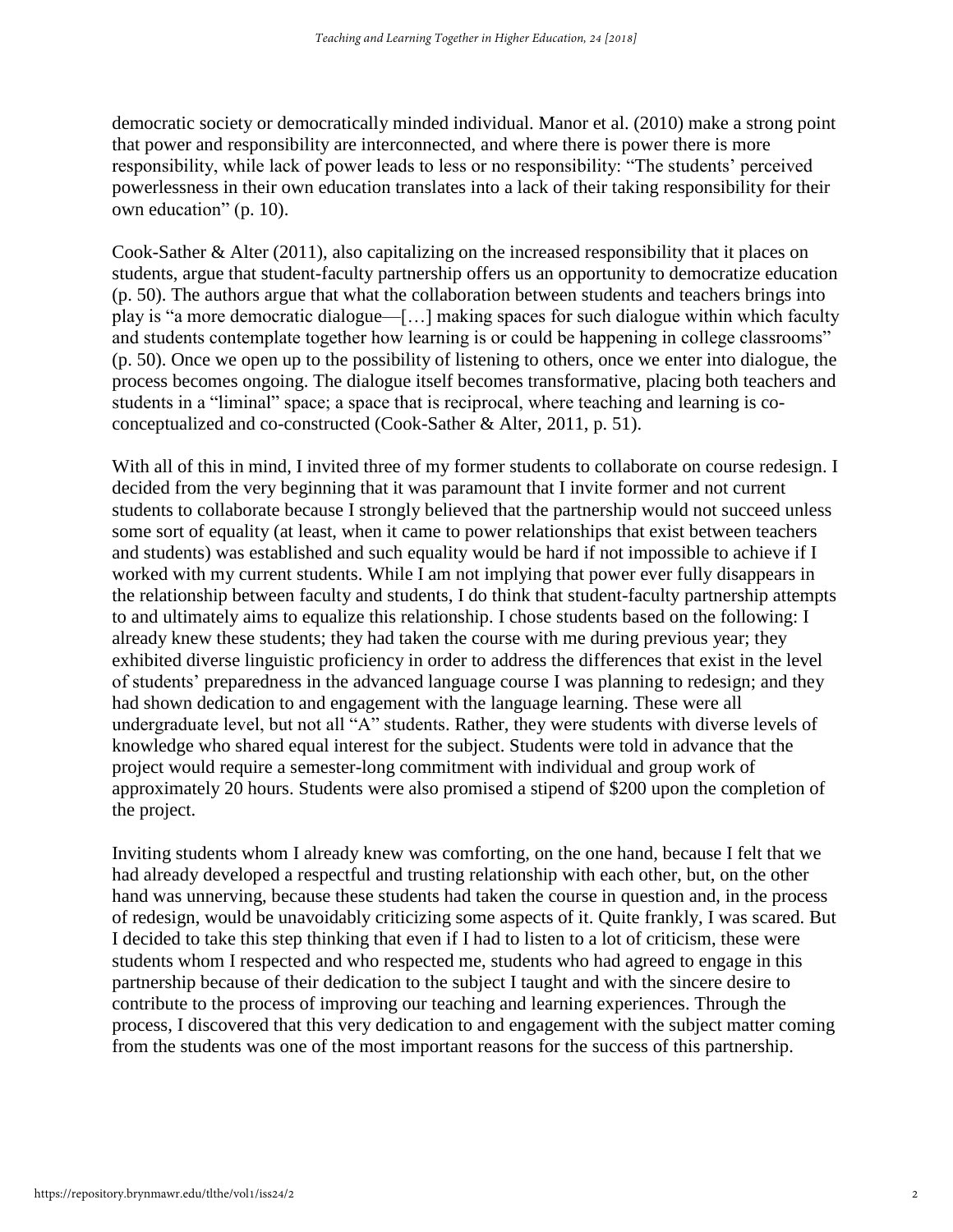democratic society or democratically minded individual. Manor et al. (2010) make a strong point that power and responsibility are interconnected, and where there is power there is more responsibility, while lack of power leads to less or no responsibility: "The students' perceived powerlessness in their own education translates into a lack of their taking responsibility for their own education" (p. 10).

Cook-Sather & Alter (2011), also capitalizing on the increased responsibility that it places on students, argue that student-faculty partnership offers us an opportunity to democratize education (p. 50). The authors argue that what the collaboration between students and teachers brings into play is "a more democratic dialogue—[…] making spaces for such dialogue within which faculty and students contemplate together how learning is or could be happening in college classrooms" (p. 50). Once we open up to the possibility of listening to others, once we enter into dialogue, the process becomes ongoing. The dialogue itself becomes transformative, placing both teachers and students in a "liminal" space; a space that is reciprocal, where teaching and learning is co-conceptualized and co-constructed (Cook-Sather & Alter, 2011, p. 51).

With all of this in mind, I invited three of my former students to collaborate on course redesign. I decided from the very beginning that it was paramount that I invite former and not current students to collaborate because I strongly believed that the partnership would not succeed unless some sort of equality (at least, when it came to power relationships that exist between teachers and students) was established and such equality would be hard if not impossible to achieve if I worked with my current students. While I am not implying that power ever fully disappears in the relationship between faculty and students, I do think that student-faculty partnership attempts to and ultimately aims to equalize this relationship. I chose students based on the following: I already knew these students; they had taken the course with me during previous year; they exhibited diverse linguistic proficiency in order to address the differences that exist in the level of students' preparedness in the advanced language course I was planning to redesign; and they had shown dedication to and engagement with the language learning. These were all undergraduate level, but not all "A" students. Rather, they were students with diverse levels of knowledge who shared equal interest for the subject. Students were told in advance that the project would require a semester-long commitment with individual and group work of approximately 20 hours. Students were also promised a stipend of $200 upon the completion of the project.

Inviting students whom I already knew was comforting, on the one hand, because I felt that we had already developed a respectful and trusting relationship with each other, but, on the other hand was unnerving, because these students had taken the course in question and, in the process of redesign, would be unavoidably criticizing some aspects of it. Quite frankly, I was scared. But I decided to take this step thinking that even if I had to listen to a lot of criticism, these were students whom I respected and who respected me, students who had agreed to engage in this partnership because of their dedication to the subject I taught and with the sincere desire to contribute to the process of improving our teaching and learning experiences. Through the process, I discovered that this very dedication to and engagement with the subject matter coming from the students was one of the most important reasons for the success of this partnership.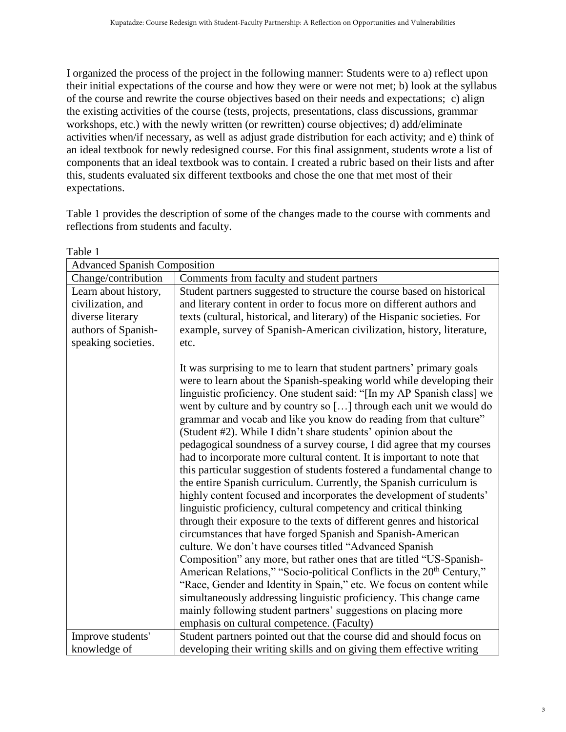I organized the process of the project in the following manner: Students were to a) reflect upon their initial expectations of the course and how they were or were not met; b) look at the syllabus of the course and rewrite the course objectives based on their needs and expectations; c) align the existing activities of the course (tests, projects, presentations, class discussions, grammar workshops, etc.) with the newly written (or rewritten) course objectives; d) add/eliminate activities when/if necessary, as well as adjust grade distribution for each activity; and e) think of an ideal textbook for newly redesigned course. For this final assignment, students wrote a list of components that an ideal textbook was to contain. I created a rubric based on their lists and after this, students evaluated six different textbooks and chose the one that met most of their expectations.

Table 1 provides the description of some of the changes made to the course with comments and reflections from students and faculty.

Table 1

| Advanced Spanish Composition | |
|---|---|
| Change/contribution | Comments from faculty and student partners |
| Learn about history, civilization, and diverse literary authors of Spanish-speaking societies. | Student partners suggested to structure the course based on historical and literary content in order to focus more on different authors and texts (cultural, historical, and literary) of the Hispanic societies. For example, survey of Spanish-American civilization, history, literature, etc.<br><br>It was surprising to me to learn that student partners' primary goals were to learn about the Spanish-speaking world while developing their linguistic proficiency. One student said: "[In my AP Spanish class] we went by culture and by country so […] through each unit we would do grammar and vocab and like you know do reading from that culture" (Student #2). While I didn't share students' opinion about the pedagogical soundness of a survey course, I did agree that my courses had to incorporate more cultural content. It is important to note that this particular suggestion of students fostered a fundamental change to the entire Spanish curriculum. Currently, the Spanish curriculum is highly content focused and incorporates the development of students' linguistic proficiency, cultural competency and critical thinking through their exposure to the texts of different genres and historical circumstances that have forged Spanish and Spanish-American culture. We don't have courses titled "Advanced Spanish Composition" any more, but rather ones that are titled "US-Spanish-American Relations," "Socio-political Conflicts in the 20th Century," "Race, Gender and Identity in Spain," etc. We focus on content while simultaneously addressing linguistic proficiency. This change came mainly following student partners' suggestions on placing more emphasis on cultural competence. (Faculty) |
| Improve students' knowledge of | Student partners pointed out that the course did and should focus on developing their writing skills and on giving them effective writing |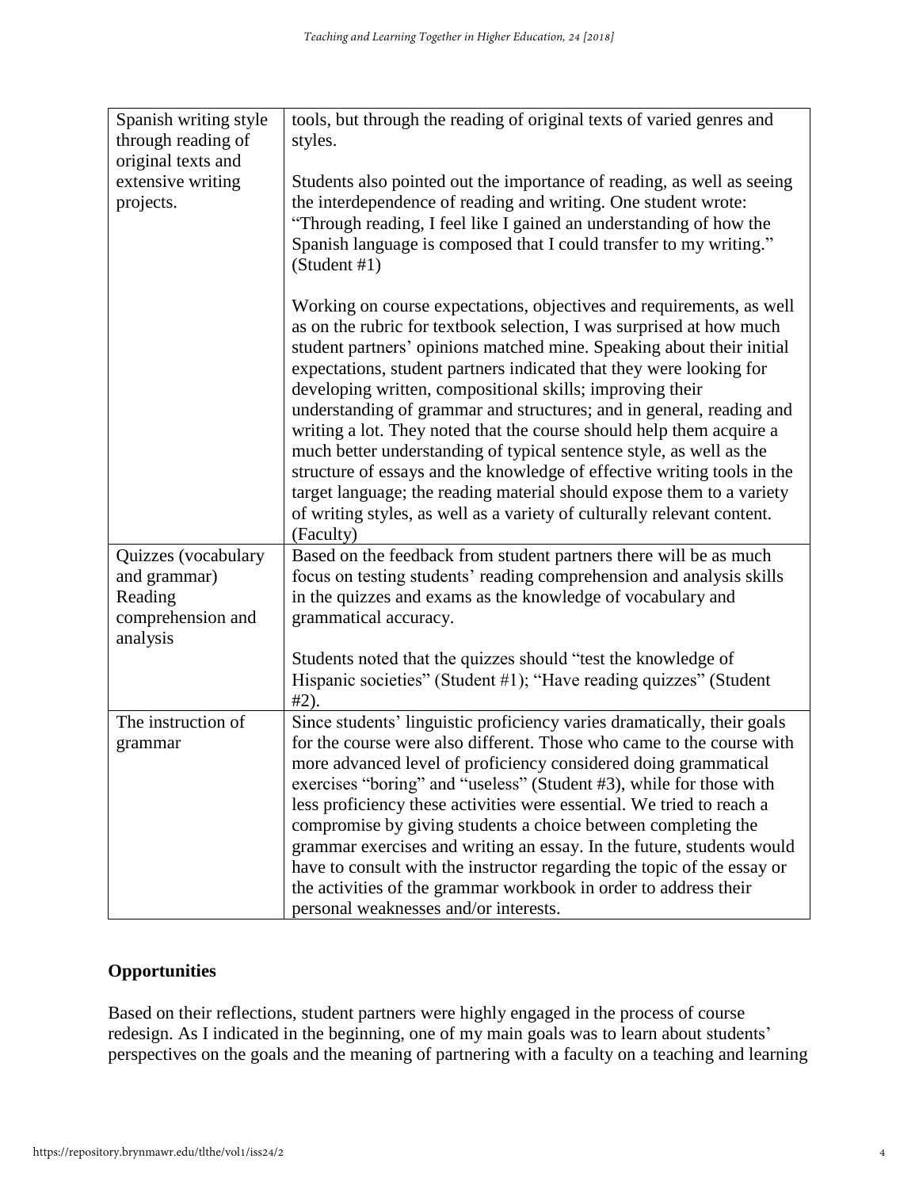| | |
|---|---|
| Spanish writing style through reading of original texts and extensive writing projects. | tools, but through the reading of original texts of varied genres and styles.<br><br>Students also pointed out the importance of reading, as well as seeing the interdependence of reading and writing. One student wrote: "Through reading, I feel like I gained an understanding of how the Spanish language is composed that I could transfer to my writing." (Student #1)<br><br>Working on course expectations, objectives and requirements, as well as on the rubric for textbook selection, I was surprised at how much student partners' opinions matched mine. Speaking about their initial expectations, student partners indicated that they were looking for developing written, compositional skills; improving their understanding of grammar and structures; and in general, reading and writing a lot. They noted that the course should help them acquire a much better understanding of typical sentence style, as well as the structure of essays and the knowledge of effective writing tools in the target language; the reading material should expose them to a variety of writing styles, as well as a variety of culturally relevant content. (Faculty) |
| Quizzes (vocabulary and grammar) Reading comprehension and analysis | Based on the feedback from student partners there will be as much focus on testing students' reading comprehension and analysis skills in the quizzes and exams as the knowledge of vocabulary and grammatical accuracy.<br><br>Students noted that the quizzes should "test the knowledge of Hispanic societies" (Student #1); "Have reading quizzes" (Student #2). |
| The instruction of grammar | Since students' linguistic proficiency varies dramatically, their goals for the course were also different. Those who came to the course with more advanced level of proficiency considered doing grammatical exercises "boring" and "useless" (Student #3), while for those with less proficiency these activities were essential. We tried to reach a compromise by giving students a choice between completing the grammar exercises and writing an essay. In the future, students would have to consult with the instructor regarding the topic of the essay or the activities of the grammar workbook in order to address their personal weaknesses and/or interests. |

## Opportunities

Based on their reflections, student partners were highly engaged in the process of course redesign. As I indicated in the beginning, one of my main goals was to learn about students' perspectives on the goals and the meaning of partnering with a faculty on a teaching and learning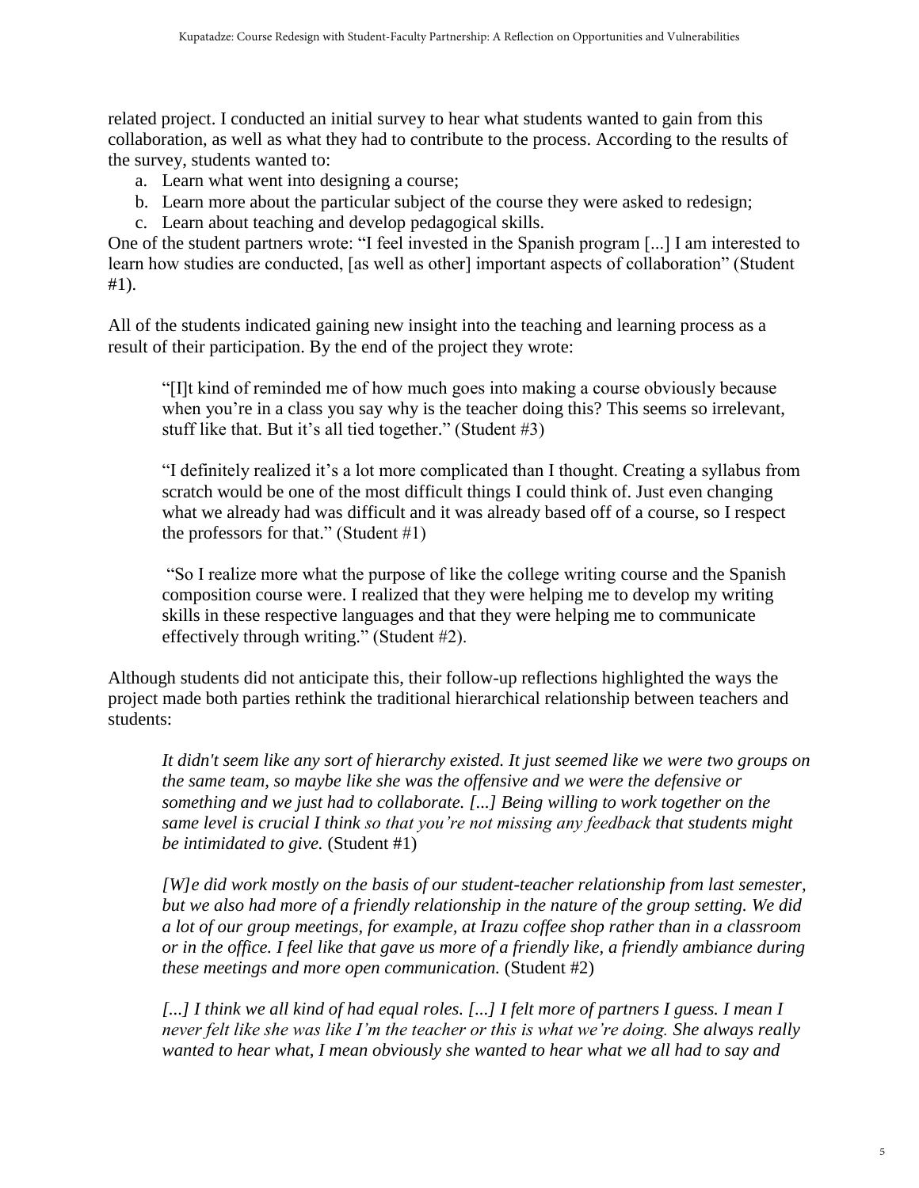related project. I conducted an initial survey to hear what students wanted to gain from this collaboration, as well as what they had to contribute to the process. According to the results of the survey, students wanted to:

a. Learn what went into designing a course;
b. Learn more about the particular subject of the course they were asked to redesign;
c. Learn about teaching and develop pedagogical skills.

One of the student partners wrote: "I feel invested in the Spanish program [...] I am interested to learn how studies are conducted, [as well as other] important aspects of collaboration" (Student #1).

All of the students indicated gaining new insight into the teaching and learning process as a result of their participation. By the end of the project they wrote:

> "[I]t kind of reminded me of how much goes into making a course obviously because when you're in a class you say why is the teacher doing this? This seems so irrelevant, stuff like that. But it's all tied together." (Student #3)
>
> "I definitely realized it's a lot more complicated than I thought. Creating a syllabus from scratch would be one of the most difficult things I could think of. Just even changing what we already had was difficult and it was already based off of a course, so I respect the professors for that." (Student #1)
>
> "So I realize more what the purpose of like the college writing course and the Spanish composition course were. I realized that they were helping me to develop my writing skills in these respective languages and that they were helping me to communicate effectively through writing." (Student #2).

Although students did not anticipate this, their follow-up reflections highlighted the ways the project made both parties rethink the traditional hierarchical relationship between teachers and students:

> *It didn't seem like any sort of hierarchy existed. It just seemed like we were two groups on the same team, so maybe like she was the offensive and we were the defensive or something and we just had to collaborate. [...] Being willing to work together on the same level is crucial I think so that you're not missing any feedback that students might be intimidated to give.* (Student #1)
>
> *[W]e did work mostly on the basis of our student-teacher relationship from last semester, but we also had more of a friendly relationship in the nature of the group setting. We did a lot of our group meetings, for example, at Irazu coffee shop rather than in a classroom or in the office. I feel like that gave us more of a friendly like, a friendly ambiance during these meetings and more open communication.* (Student #2)
>
> *[...] I think we all kind of had equal roles. [...] I felt more of partners I guess. I mean I never felt like she was like I'm the teacher or this is what we're doing. She always really wanted to hear what, I mean obviously she wanted to hear what we all had to say and*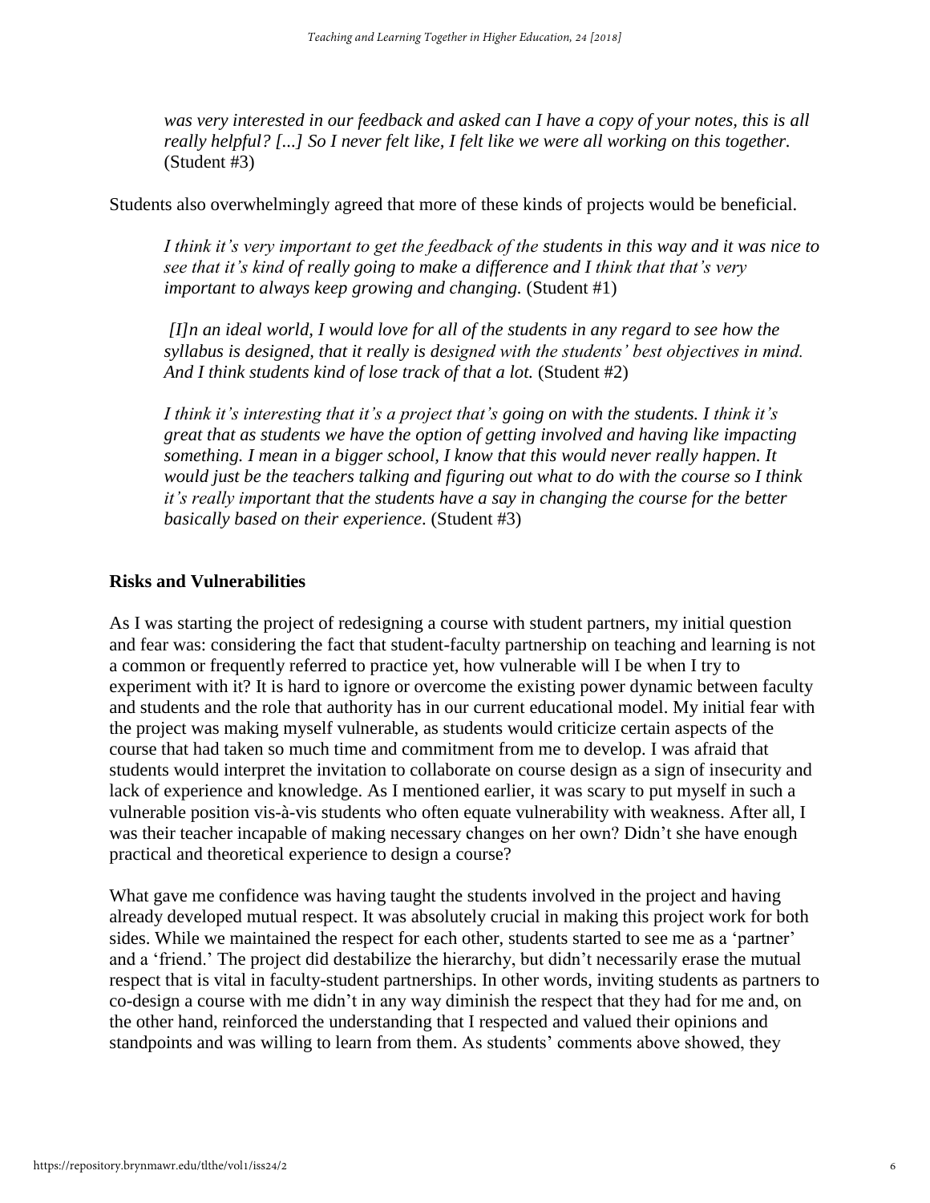*was very interested in our feedback and asked can I have a copy of your notes, this is all really helpful? [...] So I never felt like, I felt like we were all working on this together.* (Student #3)

Students also overwhelmingly agreed that more of these kinds of projects would be beneficial.

> *I think it's very important to get the feedback of the students in this way and it was nice to see that it's kind of really going to make a difference and I think that that's very important to always keep growing and changing.* (Student #1)

> *[I]n an ideal world, I would love for all of the students in any regard to see how the syllabus is designed, that it really is designed with the students' best objectives in mind. And I think students kind of lose track of that a lot.* (Student #2)

> *I think it's interesting that it's a project that's going on with the students. I think it's great that as students we have the option of getting involved and having like impacting something. I mean in a bigger school, I know that this would never really happen. It would just be the teachers talking and figuring out what to do with the course so I think it's really important that the students have a say in changing the course for the better basically based on their experience*. (Student #3)

## Risks and Vulnerabilities

As I was starting the project of redesigning a course with student partners, my initial question and fear was: considering the fact that student-faculty partnership on teaching and learning is not a common or frequently referred to practice yet, how vulnerable will I be when I try to experiment with it? It is hard to ignore or overcome the existing power dynamic between faculty and students and the role that authority has in our current educational model. My initial fear with the project was making myself vulnerable, as students would criticize certain aspects of the course that had taken so much time and commitment from me to develop. I was afraid that students would interpret the invitation to collaborate on course design as a sign of insecurity and lack of experience and knowledge. As I mentioned earlier, it was scary to put myself in such a vulnerable position vis-à-vis students who often equate vulnerability with weakness. After all, I was their teacher incapable of making necessary changes on her own? Didn't she have enough practical and theoretical experience to design a course?

What gave me confidence was having taught the students involved in the project and having already developed mutual respect. It was absolutely crucial in making this project work for both sides. While we maintained the respect for each other, students started to see me as a 'partner' and a 'friend.' The project did destabilize the hierarchy, but didn't necessarily erase the mutual respect that is vital in faculty-student partnerships. In other words, inviting students as partners to co-design a course with me didn't in any way diminish the respect that they had for me and, on the other hand, reinforced the understanding that I respected and valued their opinions and standpoints and was willing to learn from them. As students' comments above showed, they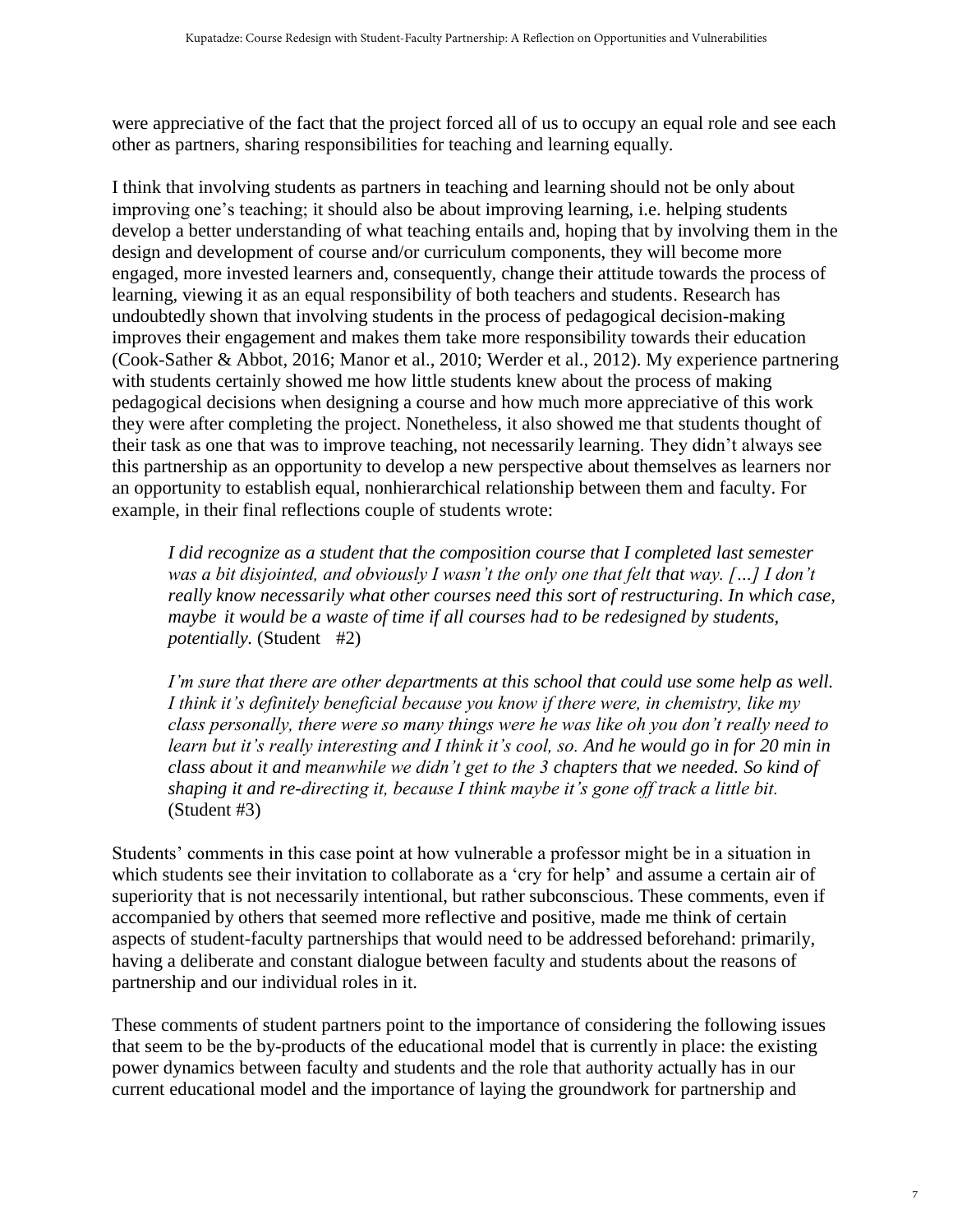were appreciative of the fact that the project forced all of us to occupy an equal role and see each other as partners, sharing responsibilities for teaching and learning equally.

I think that involving students as partners in teaching and learning should not be only about improving one's teaching; it should also be about improving learning, i.e. helping students develop a better understanding of what teaching entails and, hoping that by involving them in the design and development of course and/or curriculum components, they will become more engaged, more invested learners and, consequently, change their attitude towards the process of learning, viewing it as an equal responsibility of both teachers and students. Research has undoubtedly shown that involving students in the process of pedagogical decision-making improves their engagement and makes them take more responsibility towards their education (Cook-Sather & Abbot, 2016; Manor et al., 2010; Werder et al., 2012). My experience partnering with students certainly showed me how little students knew about the process of making pedagogical decisions when designing a course and how much more appreciative of this work they were after completing the project. Nonetheless, it also showed me that students thought of their task as one that was to improve teaching, not necessarily learning. They didn't always see this partnership as an opportunity to develop a new perspective about themselves as learners nor an opportunity to establish equal, nonhierarchical relationship between them and faculty. For example, in their final reflections couple of students wrote:

> *I did recognize as a student that the composition course that I completed last semester was a bit disjointed, and obviously I wasn't the only one that felt that way. […] I don't really know necessarily what other courses need this sort of restructuring. In which case, maybe it would be a waste of time if all courses had to be redesigned by students, potentially.* (Student #2)

> *I'm sure that there are other departments at this school that could use some help as well. I think it's definitely beneficial because you know if there were, in chemistry, like my class personally, there were so many things were he was like oh you don't really need to learn but it's really interesting and I think it's cool, so. And he would go in for 20 min in class about it and meanwhile we didn't get to the 3 chapters that we needed. So kind of shaping it and re-directing it, because I think maybe it's gone off track a little bit.* (Student #3)

Students' comments in this case point at how vulnerable a professor might be in a situation in which students see their invitation to collaborate as a 'cry for help' and assume a certain air of superiority that is not necessarily intentional, but rather subconscious. These comments, even if accompanied by others that seemed more reflective and positive, made me think of certain aspects of student-faculty partnerships that would need to be addressed beforehand: primarily, having a deliberate and constant dialogue between faculty and students about the reasons of partnership and our individual roles in it.

These comments of student partners point to the importance of considering the following issues that seem to be the by-products of the educational model that is currently in place: the existing power dynamics between faculty and students and the role that authority actually has in our current educational model and the importance of laying the groundwork for partnership and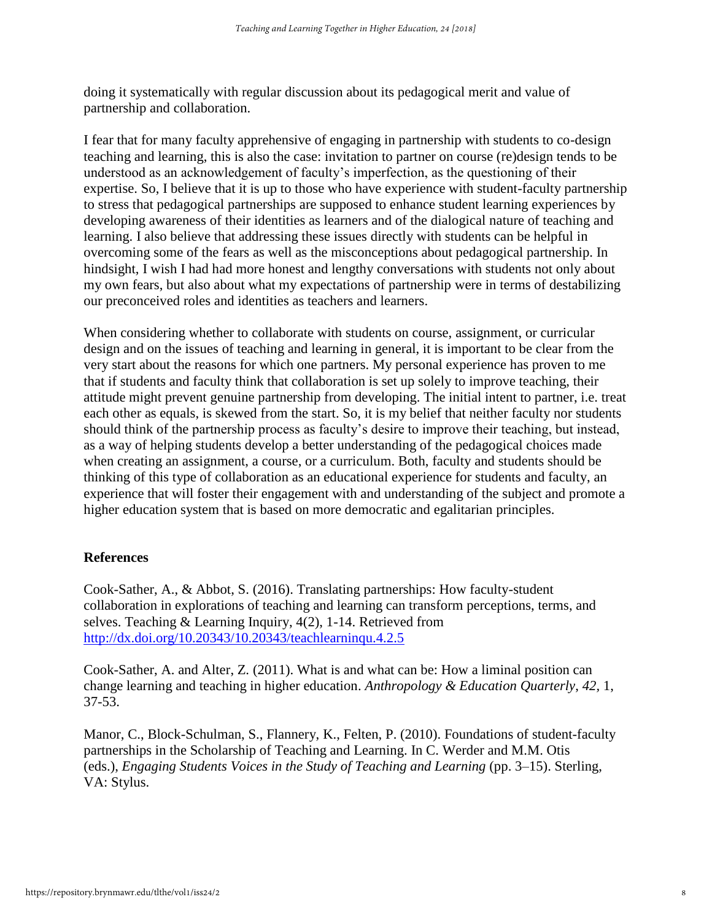doing it systematically with regular discussion about its pedagogical merit and value of partnership and collaboration.

I fear that for many faculty apprehensive of engaging in partnership with students to co-design teaching and learning, this is also the case: invitation to partner on course (re)design tends to be understood as an acknowledgement of faculty's imperfection, as the questioning of their expertise. So, I believe that it is up to those who have experience with student-faculty partnership to stress that pedagogical partnerships are supposed to enhance student learning experiences by developing awareness of their identities as learners and of the dialogical nature of teaching and learning. I also believe that addressing these issues directly with students can be helpful in overcoming some of the fears as well as the misconceptions about pedagogical partnership. In hindsight, I wish I had had more honest and lengthy conversations with students not only about my own fears, but also about what my expectations of partnership were in terms of destabilizing our preconceived roles and identities as teachers and learners.

When considering whether to collaborate with students on course, assignment, or curricular design and on the issues of teaching and learning in general, it is important to be clear from the very start about the reasons for which one partners. My personal experience has proven to me that if students and faculty think that collaboration is set up solely to improve teaching, their attitude might prevent genuine partnership from developing. The initial intent to partner, i.e. treat each other as equals, is skewed from the start. So, it is my belief that neither faculty nor students should think of the partnership process as faculty's desire to improve their teaching, but instead, as a way of helping students develop a better understanding of the pedagogical choices made when creating an assignment, a course, or a curriculum. Both, faculty and students should be thinking of this type of collaboration as an educational experience for students and faculty, an experience that will foster their engagement with and understanding of the subject and promote a higher education system that is based on more democratic and egalitarian principles.

## References

Cook-Sather, A., & Abbot, S. (2016). Translating partnerships: How faculty-student collaboration in explorations of teaching and learning can transform perceptions, terms, and selves. Teaching & Learning Inquiry, 4(2), 1-14. Retrieved from http://dx.doi.org/10.20343/10.20343/teachlearninqu.4.2.5

Cook-Sather, A. and Alter, Z. (2011). What is and what can be: How a liminal position can change learning and teaching in higher education. *Anthropology & Education Quarterly*, *42*, 1, 37-53.

Manor, C., Block-Schulman, S., Flannery, K., Felten, P. (2010). Foundations of student-faculty partnerships in the Scholarship of Teaching and Learning. In C. Werder and M.M. Otis (eds.), *Engaging Students Voices in the Study of Teaching and Learning* (pp. 3–15). Sterling, VA: Stylus.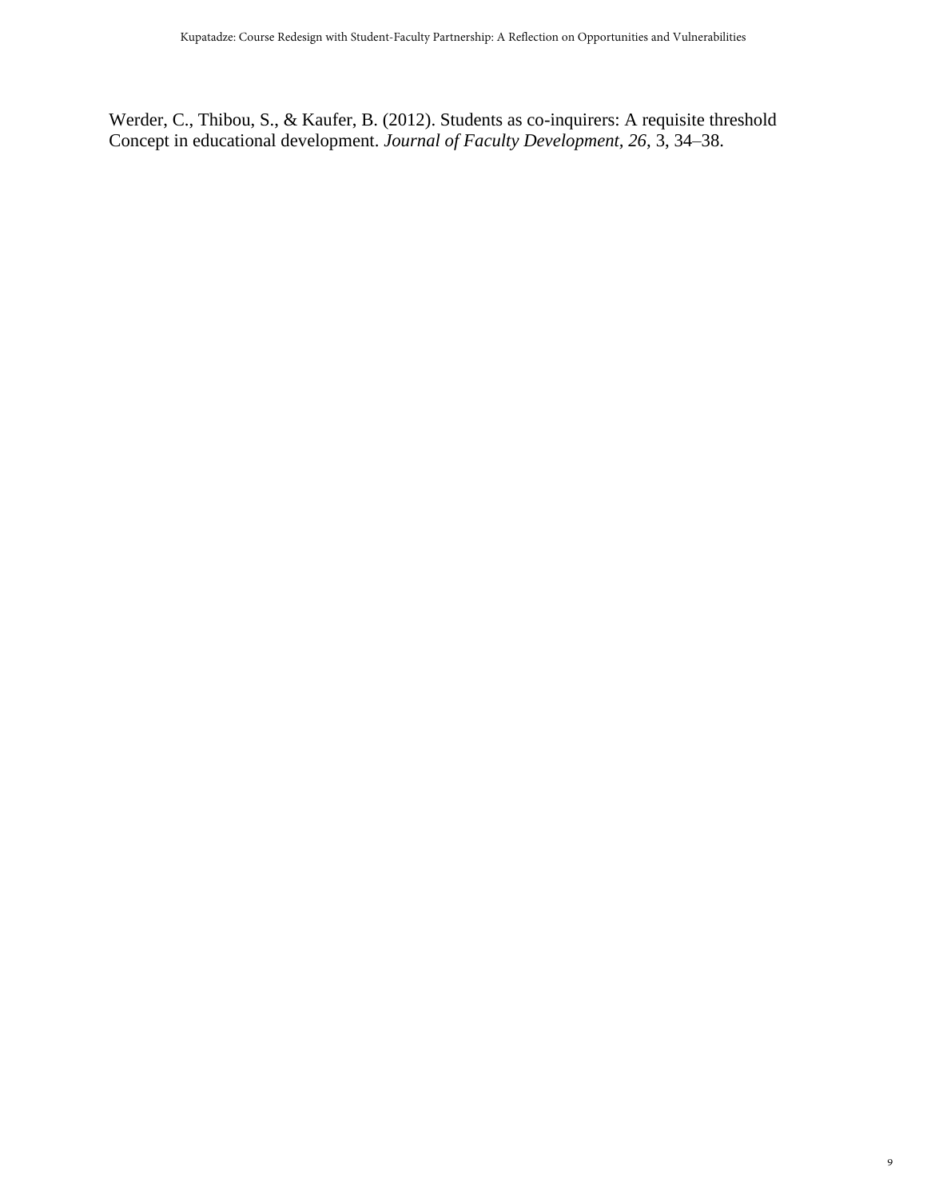Werder, C., Thibou, S., & Kaufer, B. (2012). Students as co-inquirers: A requisite threshold Concept in educational development. *Journal of Faculty Development, 26*, 3, 34–38.